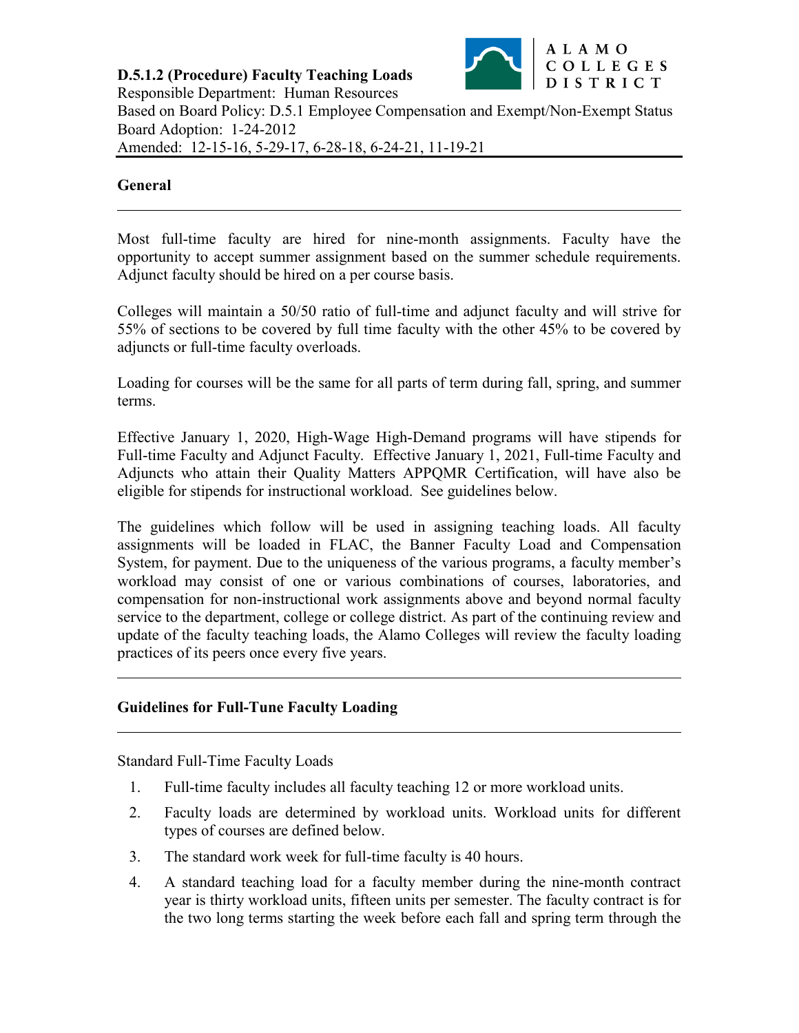**D.5.1.2 (Procedure) Faculty Teaching Loads**

Responsible Department: Human Resources

Based on Board Policy: D.5.1 Employee Compensation and Exempt/Non-Exempt Status

Board Adoption: 1-24-2012

Amended: 12-15-16, 5-29-17, 6-28-18, 6-24-21, 11-19-21

---

## General

---

Most full-time faculty are hired for nine-month assignments. Faculty have the opportunity to accept summer assignment based on the summer schedule requirements. Adjunct faculty should be hired on a per course basis.

Colleges will maintain a 50/50 ratio of full-time and adjunct faculty and will strive for 55% of sections to be covered by full time faculty with the other 45% to be covered by adjuncts or full-time faculty overloads.

Loading for courses will be the same for all parts of term during fall, spring, and summer terms.

Effective January 1, 2020, High-Wage High-Demand programs will have stipends for Full-time Faculty and Adjunct Faculty. Effective January 1, 2021, Full-time Faculty and Adjuncts who attain their Quality Matters APPQMR Certification, will have also be eligible for stipends for instructional workload. See guidelines below.

The guidelines which follow will be used in assigning teaching loads. All faculty assignments will be loaded in FLAC, the Banner Faculty Load and Compensation System, for payment. Due to the uniqueness of the various programs, a faculty member's workload may consist of one or various combinations of courses, laboratories, and compensation for non-instructional work assignments above and beyond normal faculty service to the department, college or college district. As part of the continuing review and update of the faculty teaching loads, the Alamo Colleges will review the faculty loading practices of its peers once every five years.

---

## Guidelines for Full-Tune Faculty Loading

---

Standard Full-Time Faculty Loads

1. Full-time faculty includes all faculty teaching 12 or more workload units.
2. Faculty loads are determined by workload units. Workload units for different types of courses are defined below.
3. The standard work week for full-time faculty is 40 hours.
4. A standard teaching load for a faculty member during the nine-month contract year is thirty workload units, fifteen units per semester. The faculty contract is for the two long terms starting the week before each fall and spring term through the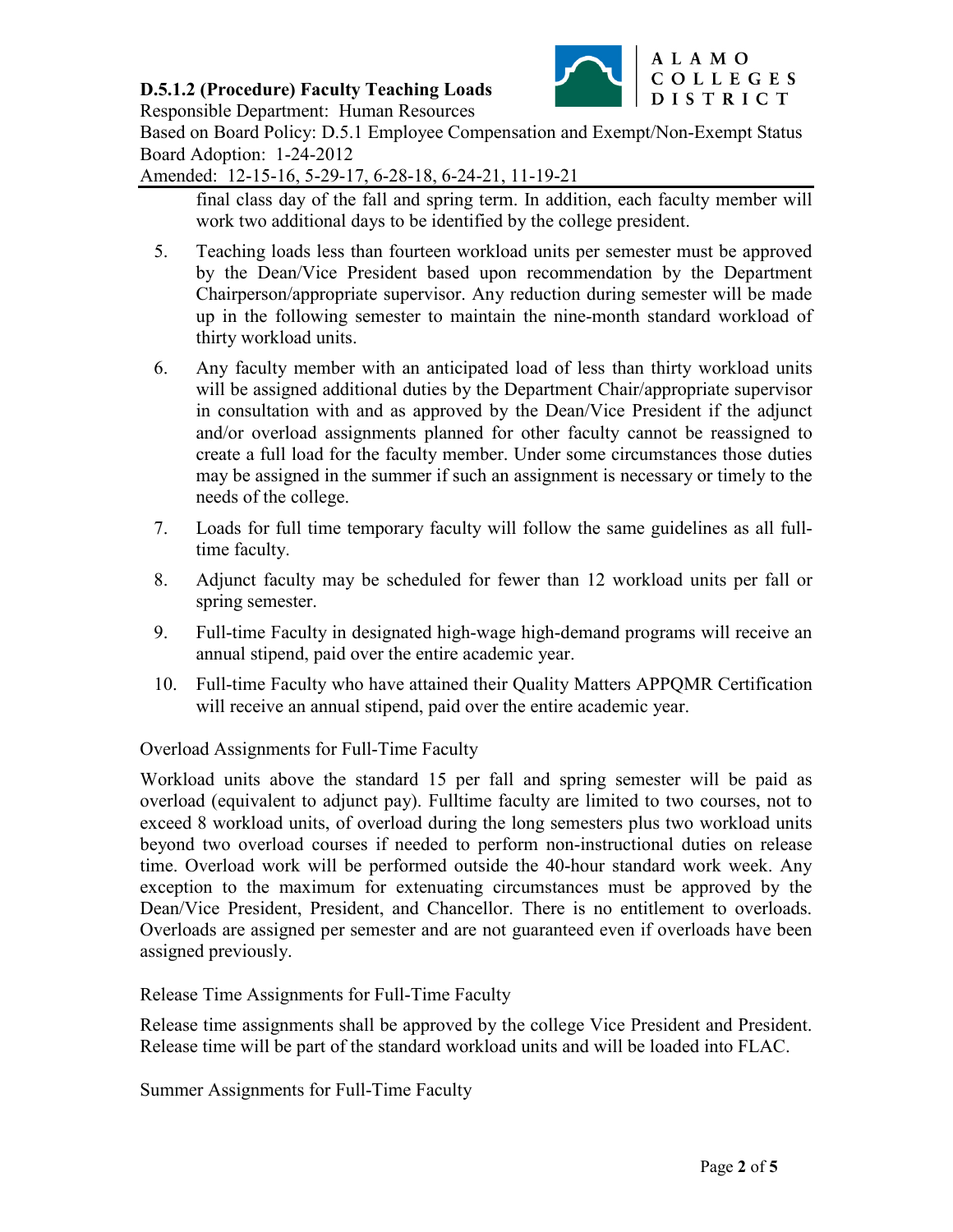final class day of the fall and spring term. In addition, each faculty member will work two additional days to be identified by the college president.

5. Teaching loads less than fourteen workload units per semester must be approved by the Dean/Vice President based upon recommendation by the Department Chairperson/appropriate supervisor. Any reduction during semester will be made up in the following semester to maintain the nine-month standard workload of thirty workload units.

6. Any faculty member with an anticipated load of less than thirty workload units will be assigned additional duties by the Department Chair/appropriate supervisor in consultation with and as approved by the Dean/Vice President if the adjunct and/or overload assignments planned for other faculty cannot be reassigned to create a full load for the faculty member. Under some circumstances those duties may be assigned in the summer if such an assignment is necessary or timely to the needs of the college.

7. Loads for full time temporary faculty will follow the same guidelines as all full-time faculty.

8. Adjunct faculty may be scheduled for fewer than 12 workload units per fall or spring semester.

9. Full-time Faculty in designated high-wage high-demand programs will receive an annual stipend, paid over the entire academic year.

10. Full-time Faculty who have attained their Quality Matters APPQMR Certification will receive an annual stipend, paid over the entire academic year.

Overload Assignments for Full-Time Faculty

Workload units above the standard 15 per fall and spring semester will be paid as overload (equivalent to adjunct pay). Fulltime faculty are limited to two courses, not to exceed 8 workload units, of overload during the long semesters plus two workload units beyond two overload courses if needed to perform non-instructional duties on release time. Overload work will be performed outside the 40-hour standard work week. Any exception to the maximum for extenuating circumstances must be approved by the Dean/Vice President, President, and Chancellor. There is no entitlement to overloads. Overloads are assigned per semester and are not guaranteed even if overloads have been assigned previously.

Release Time Assignments for Full-Time Faculty

Release time assignments shall be approved by the college Vice President and President. Release time will be part of the standard workload units and will be loaded into FLAC.

Summer Assignments for Full-Time Faculty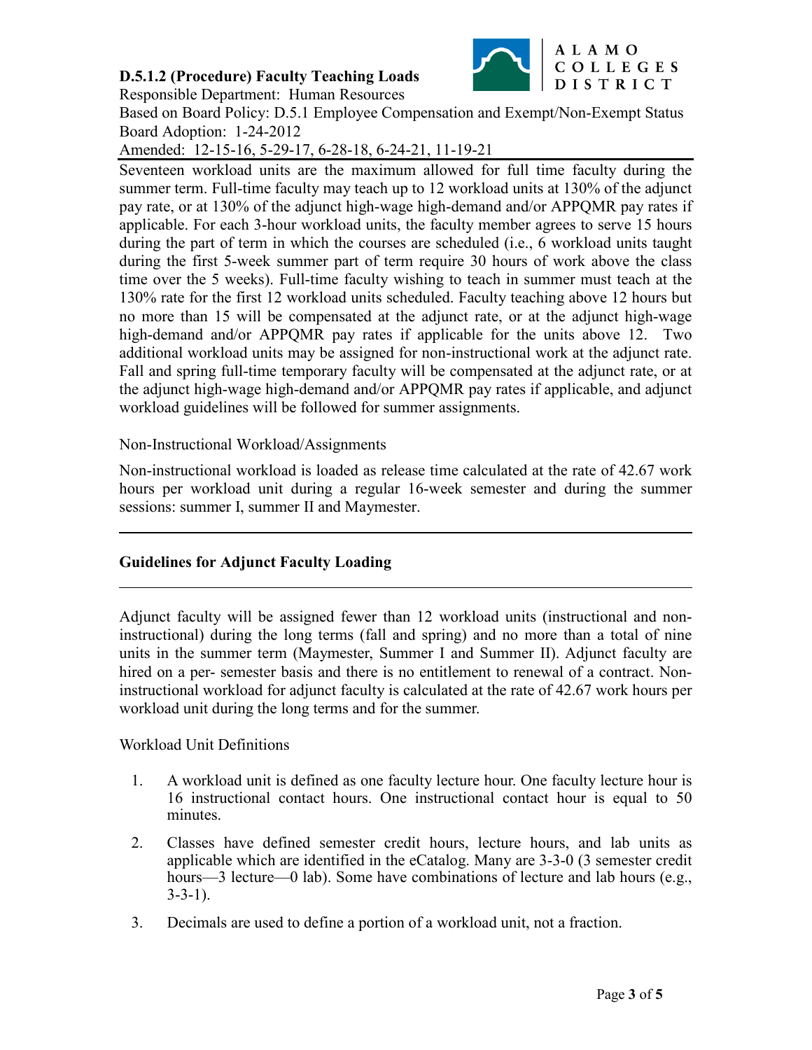Seventeen workload units are the maximum allowed for full time faculty during the summer term. Full-time faculty may teach up to 12 workload units at 130% of the adjunct pay rate, or at 130% of the adjunct high-wage high-demand and/or APPQMR pay rates if applicable. For each 3-hour workload units, the faculty member agrees to serve 15 hours during the part of term in which the courses are scheduled (i.e., 6 workload units taught during the first 5-week summer part of term require 30 hours of work above the class time over the 5 weeks). Full-time faculty wishing to teach in summer must teach at the 130% rate for the first 12 workload units scheduled. Faculty teaching above 12 hours but no more than 15 will be compensated at the adjunct rate, or at the adjunct high-wage high-demand and/or APPQMR pay rates if applicable for the units above 12. Two additional workload units may be assigned for non-instructional work at the adjunct rate. Fall and spring full-time temporary faculty will be compensated at the adjunct rate, or at the adjunct high-wage high-demand and/or APPQMR pay rates if applicable, and adjunct workload guidelines will be followed for summer assignments.

Non-Instructional Workload/Assignments

Non-instructional workload is loaded as release time calculated at the rate of 42.67 work hours per workload unit during a regular 16-week semester and during the summer sessions: summer I, summer II and Maymester.

---

## Guidelines for Adjunct Faculty Loading

---

Adjunct faculty will be assigned fewer than 12 workload units (instructional and non-instructional) during the long terms (fall and spring) and no more than a total of nine units in the summer term (Maymester, Summer I and Summer II). Adjunct faculty are hired on a per- semester basis and there is no entitlement to renewal of a contract. Non-instructional workload for adjunct faculty is calculated at the rate of 42.67 work hours per workload unit during the long terms and for the summer.

Workload Unit Definitions

1. A workload unit is defined as one faculty lecture hour. One faculty lecture hour is 16 instructional contact hours. One instructional contact hour is equal to 50 minutes.
2. Classes have defined semester credit hours, lecture hours, and lab units as applicable which are identified in the eCatalog. Many are 3-3-0 (3 semester credit hours—3 lecture—0 lab). Some have combinations of lecture and lab hours (e.g., 3-3-1).
3. Decimals are used to define a portion of a workload unit, not a fraction.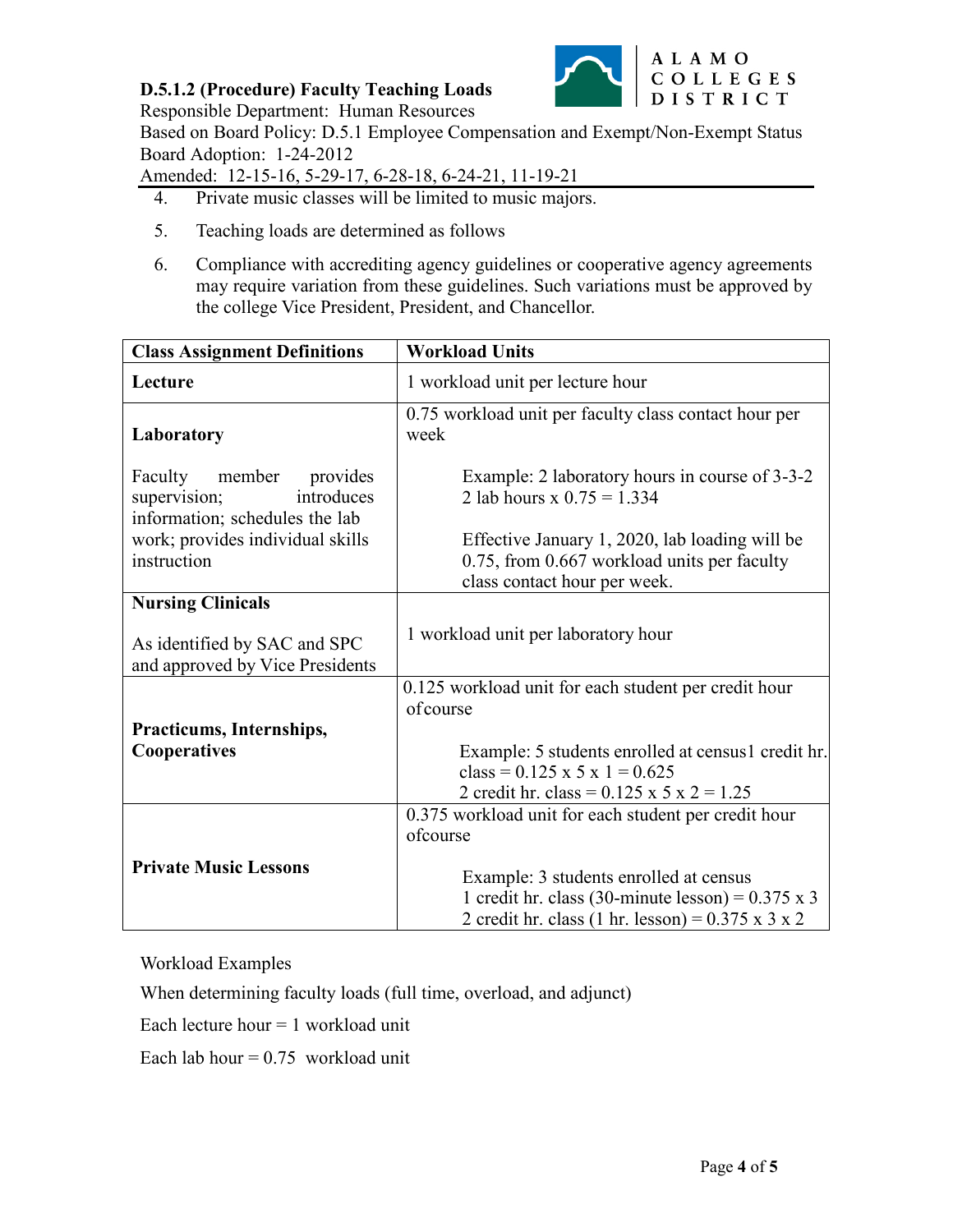4. Private music classes will be limited to music majors.

5. Teaching loads are determined as follows

6. Compliance with accrediting agency guidelines or cooperative agency agreements may require variation from these guidelines. Such variations must be approved by the college Vice President, President, and Chancellor.

| Class Assignment Definitions | Workload Units |
| --- | --- |
| **Lecture** | 1 workload unit per lecture hour |
| **Laboratory**<br><br>Faculty member provides supervision; introduces information; schedules the lab work; provides individual skills instruction | 0.75 workload unit per faculty class contact hour per week<br><br>Example: 2 laboratory hours in course of 3-3-2<br>2 lab hours x 0.75 = 1.334<br><br>Effective January 1, 2020, lab loading will be 0.75, from 0.667 workload units per faculty class contact hour per week. |
| **Nursing Clinicals**<br><br>As identified by SAC and SPC and approved by Vice Presidents | 1 workload unit per laboratory hour |
| **Practicums, Internships, Cooperatives** | 0.125 workload unit for each student per credit hour ofcourse<br><br>Example: 5 students enrolled at census1 credit hr. class = 0.125 x 5 x 1 = 0.625<br>2 credit hr. class = 0.125 x 5 x 2 = 1.25 |
| **Private Music Lessons** | 0.375 workload unit for each student per credit hour ofcourse<br><br>Example: 3 students enrolled at census<br>1 credit hr. class (30-minute lesson) = 0.375 x 3<br>2 credit hr. class (1 hr. lesson) = 0.375 x 3 x 2 |

Workload Examples

When determining faculty loads (full time, overload, and adjunct)

Each lecture hour = 1 workload unit

Each lab hour = 0.75 workload unit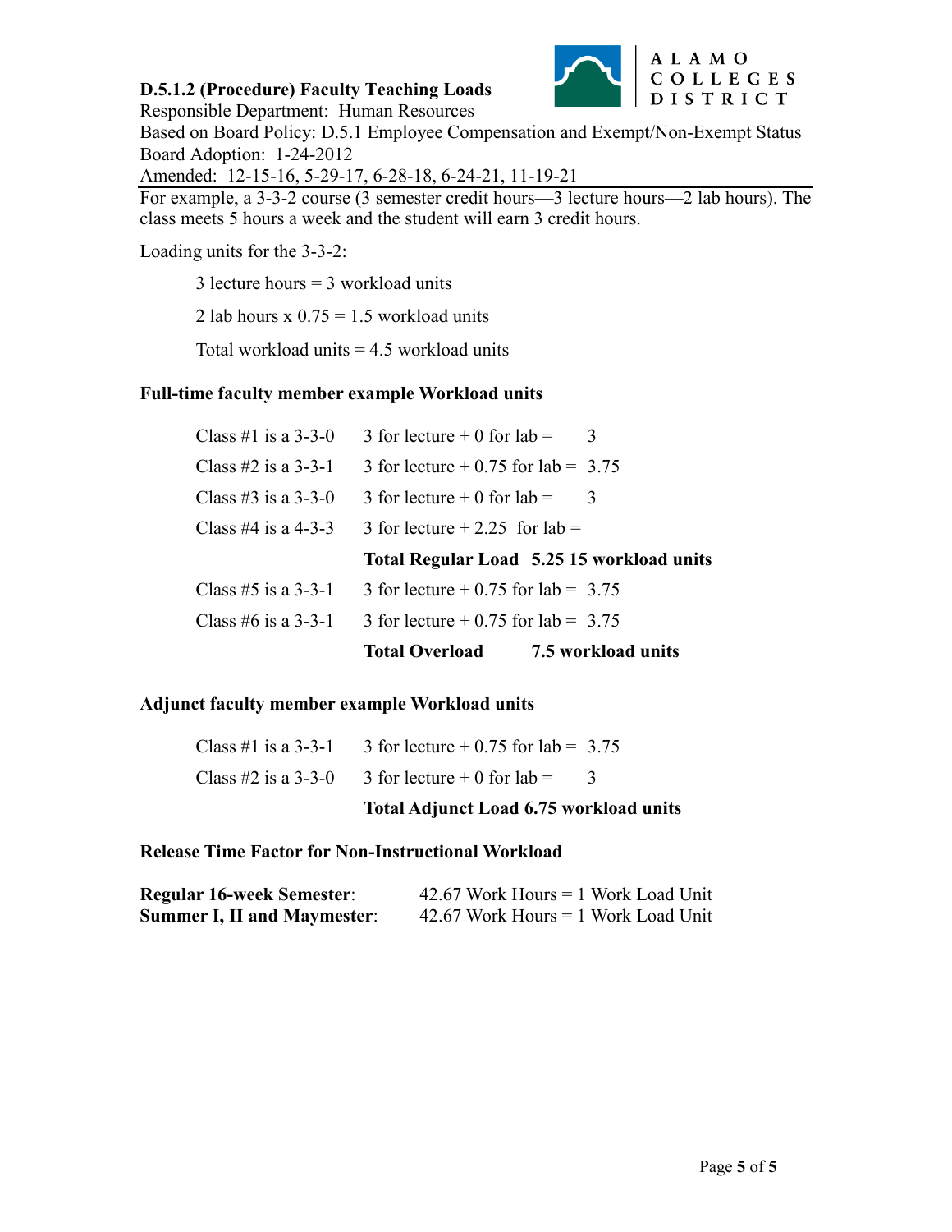**D.5.1.2 (Procedure) Faculty Teaching Loads**

Responsible Department: Human Resources

Based on Board Policy: D.5.1 Employee Compensation and Exempt/Non-Exempt Status

Board Adoption: 1-24-2012

Amended: 12-15-16, 5-29-17, 6-28-18, 6-24-21, 11-19-21

For example, a 3-3-2 course (3 semester credit hours—3 lecture hours—2 lab hours). The class meets 5 hours a week and the student will earn 3 credit hours.

Loading units for the 3-3-2:

3 lecture hours = 3 workload units

2 lab hours x 0.75 = 1.5 workload units

Total workload units = 4.5 workload units

**Full-time faculty member example Workload units**

| | | |
|---|---|---|
| Class #1 is a 3-3-0 | 3 for lecture + 0 for lab = | 3 |
| Class #2 is a 3-3-1 | 3 for lecture + 0.75 for lab = | 3.75 |
| Class #3 is a 3-3-0 | 3 for lecture + 0 for lab = | 3 |
| Class #4 is a 4-3-3 | 3 for lecture + 2.25 for lab = | |
| | **Total Regular Load** | **5.25 15 workload units** |
| Class #5 is a 3-3-1 | 3 for lecture + 0.75 for lab = | 3.75 |
| Class #6 is a 3-3-1 | 3 for lecture + 0.75 for lab = | 3.75 |
| | **Total Overload** | **7.5 workload units** |

**Adjunct faculty member example Workload units**

| | | |
|---|---|---|
| Class #1 is a 3-3-1 | 3 for lecture + 0.75 for lab = | 3.75 |
| Class #2 is a 3-3-0 | 3 for lecture + 0 for lab = | 3 |
| | **Total Adjunct Load** | **6.75 workload units** |

**Release Time Factor for Non-Instructional Workload**

**Regular 16-week Semester**: 42.67 Work Hours = 1 Work Load Unit

**Summer I, II and Maymester**: 42.67 Work Hours = 1 Work Load Unit